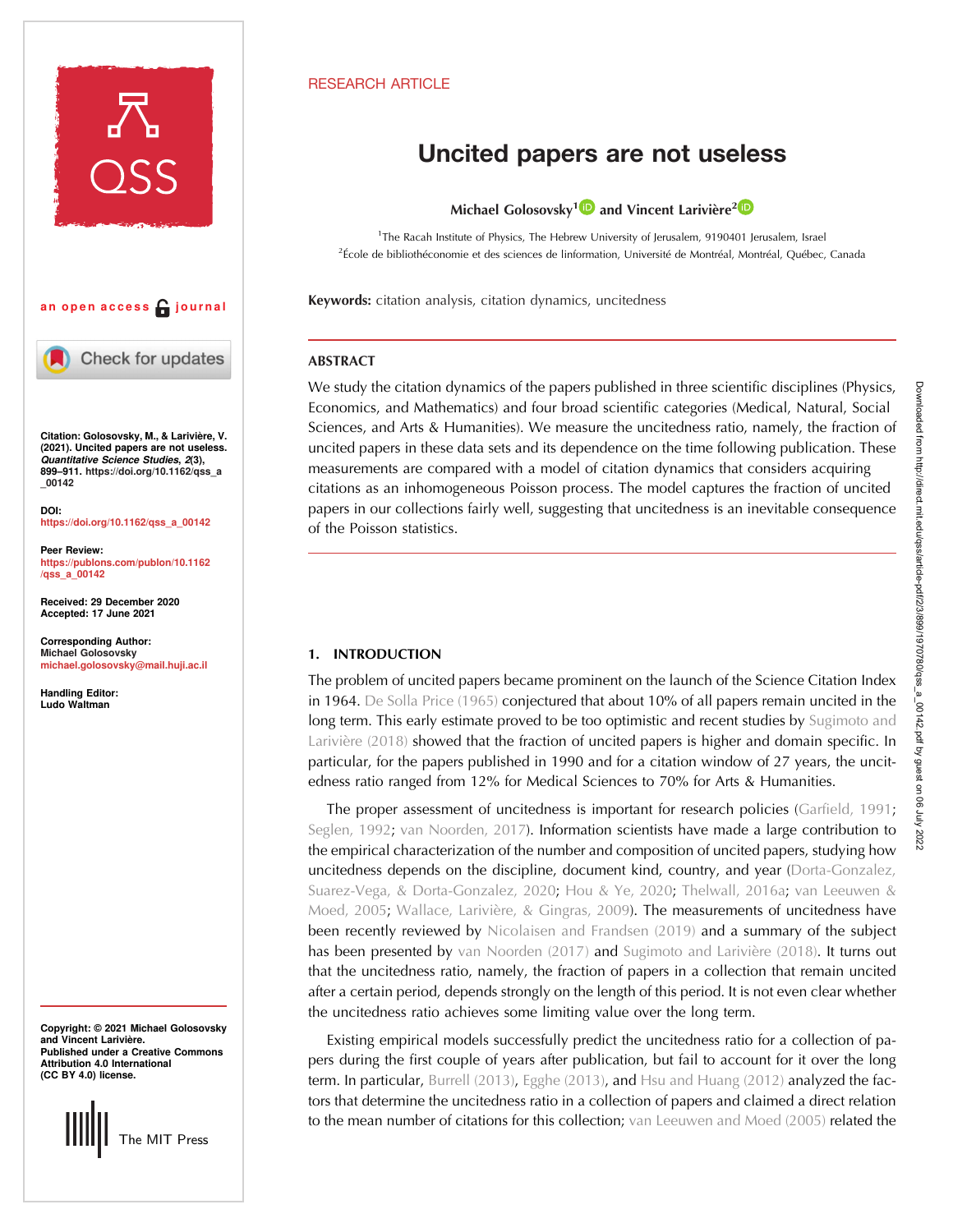RESEARCH ARTICLE

# Uncited papers are not useless

**Michael Golosovsky**[1] **and Vincent Larivière**[2]

[1]The Racah Institute of Physics, The Hebrew University of Jerusalem, 9190401 Jerusalem, Israel
[2]École de bibliothéconomie et des sciences de linformation, Université de Montréal, Montréal, Québec, Canada

an open access journal

**Citation:** Golosovsky, M., & Larivière, V. (2021). Uncited papers are not useless. *Quantitative Science Studies*, *2*(3), 899–911. https://doi.org/10.1162/qss_a_00142

**DOI:** https://doi.org/10.1162/qss_a_00142

**Peer Review:** https://publons.com/publon/10.1162/qss_a_00142

**Received:** 29 December 2020
**Accepted:** 17 June 2021

**Corresponding Author:** Michael Golosovsky michael.golosovsky@mail.huji.ac.il

**Handling Editor:** Ludo Waltman

**Copyright:** © 2021 Michael Golosovsky and Vincent Larivière. Published under a Creative Commons Attribution 4.0 International (CC BY 4.0) license.

**Keywords:** citation analysis, citation dynamics, uncitedness

## ABSTRACT

We study the citation dynamics of the papers published in three scientific disciplines (Physics, Economics, and Mathematics) and four broad scientific categories (Medical, Natural, Social Sciences, and Arts & Humanities). We measure the uncitedness ratio, namely, the fraction of uncited papers in these data sets and its dependence on the time following publication. These measurements are compared with a model of citation dynamics that considers acquiring citations as an inhomogeneous Poisson process. The model captures the fraction of uncited papers in our collections fairly well, suggesting that uncitedness is an inevitable consequence of the Poisson statistics.

## 1. INTRODUCTION

The problem of uncited papers became prominent on the launch of the Science Citation Index in 1964. De Solla Price (1965) conjectured that about 10% of all papers remain uncited in the long term. This early estimate proved to be too optimistic and recent studies by Sugimoto and Larivière (2018) showed that the fraction of uncited papers is higher and domain specific. In particular, for the papers published in 1990 and for a citation window of 27 years, the uncitedness ratio ranged from 12% for Medical Sciences to 70% for Arts & Humanities.

The proper assessment of uncitedness is important for research policies (Garfield, 1991; Seglen, 1992; van Noorden, 2017). Information scientists have made a large contribution to the empirical characterization of the number and composition of uncited papers, studying how uncitedness depends on the discipline, document kind, country, and year (Dorta-Gonzalez, Suarez-Vega, & Dorta-Gonzalez, 2020; Hou & Ye, 2020; Thelwall, 2016a; van Leeuwen & Moed, 2005; Wallace, Larivière, & Gingras, 2009). The measurements of uncitedness have been recently reviewed by Nicolaisen and Frandsen (2019) and a summary of the subject has been presented by van Noorden (2017) and Sugimoto and Larivière (2018). It turns out that the uncitedness ratio, namely, the fraction of papers in a collection that remain uncited after a certain period, depends strongly on the length of this period. It is not even clear whether the uncitedness ratio achieves some limiting value over the long term.

Existing empirical models successfully predict the uncitedness ratio for a collection of papers during the first couple of years after publication, but fail to account for it over the long term. In particular, Burrell (2013), Egghe (2013), and Hsu and Huang (2012) analyzed the factors that determine the uncitedness ratio in a collection of papers and claimed a direct relation to the mean number of citations for this collection; van Leeuwen and Moed (2005) related the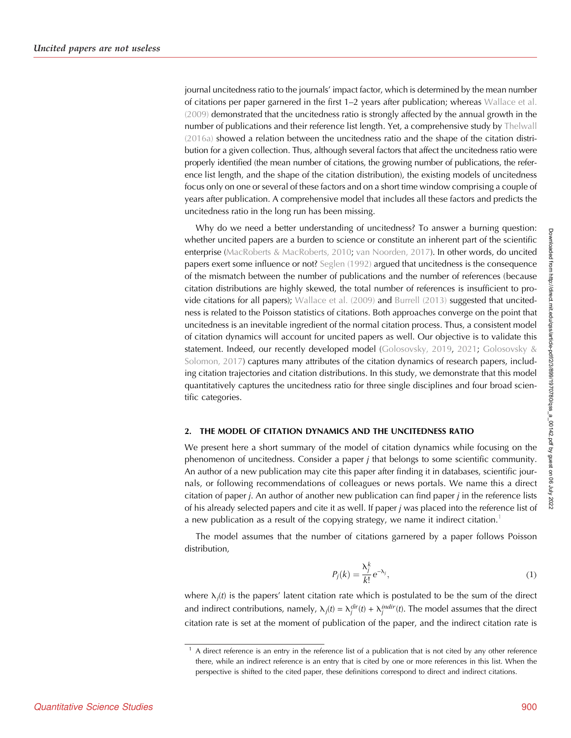journal uncitedness ratio to the journals' impact factor, which is determined by the mean number of citations per paper garnered in the first 1–2 years after publication; whereas Wallace et al. (2009) demonstrated that the uncitedness ratio is strongly affected by the annual growth in the number of publications and their reference list length. Yet, a comprehensive study by Thelwall (2016a) showed a relation between the uncitedness ratio and the shape of the citation distribution for a given collection. Thus, although several factors that affect the uncitedness ratio were properly identified (the mean number of citations, the growing number of publications, the reference list length, and the shape of the citation distribution), the existing models of uncitedness focus only on one or several of these factors and on a short time window comprising a couple of years after publication. A comprehensive model that includes all these factors and predicts the uncitedness ratio in the long run has been missing.

Why do we need a better understanding of uncitedness? To answer a burning question: whether uncited papers are a burden to science or constitute an inherent part of the scientific enterprise (MacRoberts & MacRoberts, 2010; van Noorden, 2017). In other words, do uncited papers exert some influence or not? Seglen (1992) argued that uncitedness is the consequence of the mismatch between the number of publications and the number of references (because citation distributions are highly skewed, the total number of references is insufficient to provide citations for all papers); Wallace et al. (2009) and Burrell (2013) suggested that uncitedness is related to the Poisson statistics of citations. Both approaches converge on the point that uncitedness is an inevitable ingredient of the normal citation process. Thus, a consistent model of citation dynamics will account for uncited papers as well. Our objective is to validate this statement. Indeed, our recently developed model (Golosovsky, 2019, 2021; Golosovsky & Solomon, 2017) captures many attributes of the citation dynamics of research papers, including citation trajectories and citation distributions. In this study, we demonstrate that this model quantitatively captures the uncitedness ratio for three single disciplines and four broad scientific categories.

## 2. THE MODEL OF CITATION DYNAMICS AND THE UNCITEDNESS RATIO

We present here a short summary of the model of citation dynamics while focusing on the phenomenon of uncitedness. Consider a paper *j* that belongs to some scientific community. An author of a new publication may cite this paper after finding it in databases, scientific journals, or following recommendations of colleagues or news portals. We name this a direct citation of paper *j*. An author of another new publication can find paper *j* in the reference lists of his already selected papers and cite it as well. If paper *j* was placed into the reference list of a new publication as a result of the copying strategy, we name it indirect citation.[1]

The model assumes that the number of citations garnered by a paper follows Poisson distribution,

$$P_j(k) = \frac{\lambda_j^k}{k!} e^{-\lambda_j}, \tag{1}$$

where $\lambda_j(t)$ is the papers' latent citation rate which is postulated to be the sum of the direct and indirect contributions, namely, $\lambda_j(t) = \lambda_j^{dir}(t) + \lambda_j^{indir}(t)$. The model assumes that the direct citation rate is set at the moment of publication of the paper, and the indirect citation rate is

[1] A direct reference is an entry in the reference list of a publication that is not cited by any other reference there, while an indirect reference is an entry that is cited by one or more references in this list. When the perspective is shifted to the cited paper, these definitions correspond to direct and indirect citations.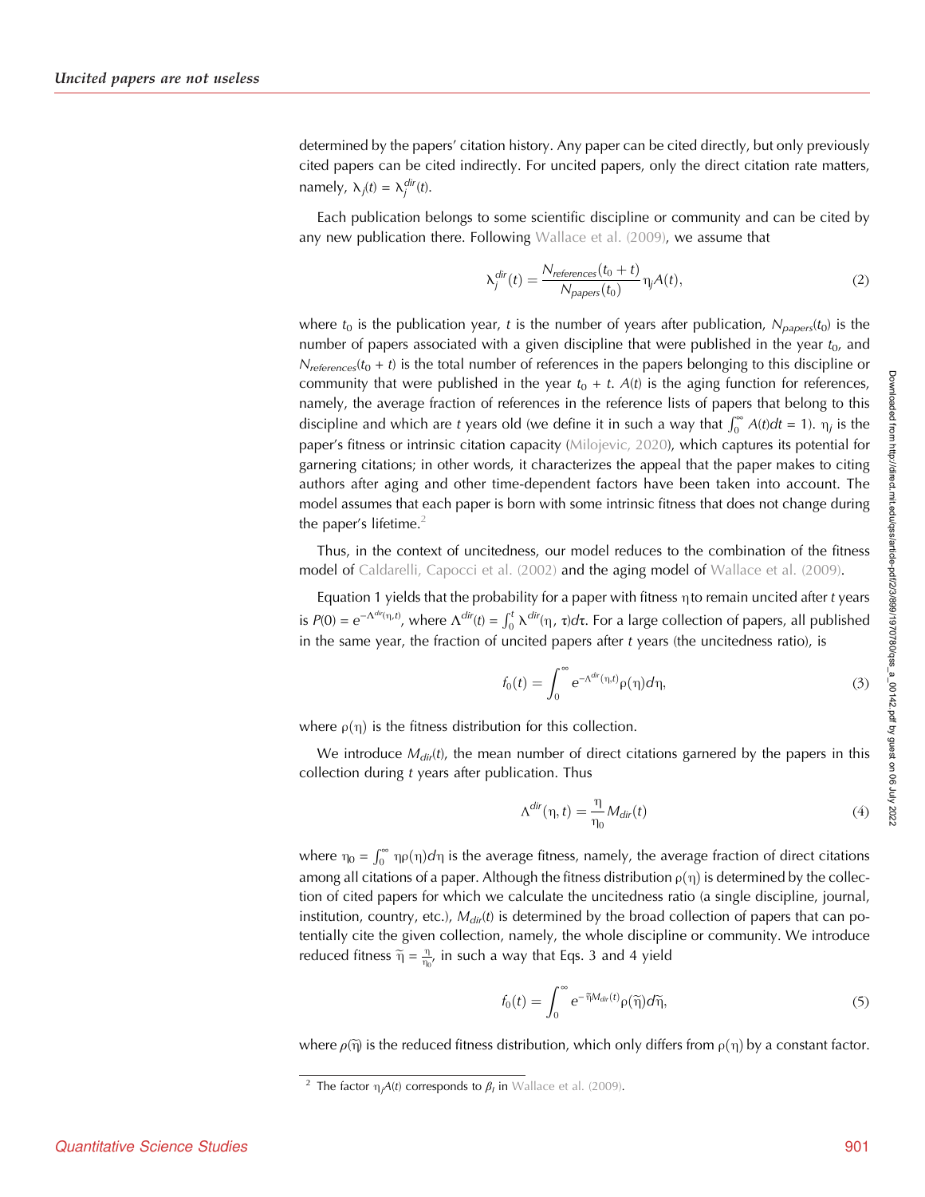determined by the papers' citation history. Any paper can be cited directly, but only previously cited papers can be cited indirectly. For uncited papers, only the direct citation rate matters, namely, $\lambda_j(t) = \lambda_j^{dir}(t)$.

Each publication belongs to some scientific discipline or community and can be cited by any new publication there. Following Wallace et al. (2009), we assume that

$$\lambda_j^{dir}(t) = \frac{N_{references}(t_0 + t)}{N_{papers}(t_0)} \eta_j A(t), \tag{2}$$

where $t_0$ is the publication year, $t$ is the number of years after publication, $N_{papers}(t_0)$ is the number of papers associated with a given discipline that were published in the year $t_0$, and $N_{references}(t_0 + t)$ is the total number of references in the papers belonging to this discipline or community that were published in the year $t_0 + t$. $A(t)$ is the aging function for references, namely, the average fraction of references in the reference lists of papers that belong to this discipline and which are $t$ years old (we define it in such a way that $\int_0^\infty A(t)dt = 1$). $\eta_j$ is the paper's fitness or intrinsic citation capacity (Milojevic, 2020), which captures its potential for garnering citations; in other words, it characterizes the appeal that the paper makes to citing authors after aging and other time-dependent factors have been taken into account. The model assumes that each paper is born with some intrinsic fitness that does not change during the paper's lifetime.[2]

Thus, in the context of uncitedness, our model reduces to the combination of the fitness model of Caldarelli, Capocci et al. (2002) and the aging model of Wallace et al. (2009).

Equation 1 yields that the probability for a paper with fitness $\eta$ to remain uncited after $t$ years is $P(0) = e^{-\Lambda^{dir}(\eta,t)}$, where $\Lambda^{dir}(t) = \int_0^t \lambda^{dir}(\eta, \tau)d\tau$. For a large collection of papers, all published in the same year, the fraction of uncited papers after $t$ years (the uncitedness ratio), is

$$f_0(t) = \int_0^\infty e^{-\Lambda^{dir}(\eta,t)} \rho(\eta) d\eta, \tag{3}$$

where $\rho(\eta)$ is the fitness distribution for this collection.

We introduce $M_{dir}(t)$, the mean number of direct citations garnered by the papers in this collection during $t$ years after publication. Thus

$$\Lambda^{dir}(\eta, t) = \frac{\eta}{\eta_0} M_{dir}(t) \tag{4}$$

where $\eta_0 = \int_0^\infty \eta\rho(\eta)d\eta$ is the average fitness, namely, the average fraction of direct citations among all citations of a paper. Although the fitness distribution $\rho(\eta)$ is determined by the collection of cited papers for which we calculate the uncitedness ratio (a single discipline, journal, institution, country, etc.), $M_{dir}(t)$ is determined by the broad collection of papers that can potentially cite the given collection, namely, the whole discipline or community. We introduce reduced fitness $\tilde{\eta} = \frac{\eta}{\eta_0}$, in such a way that Eqs. 3 and 4 yield

$$f_0(t) = \int_0^\infty e^{-\tilde{\eta} M_{dir}(t)} \rho(\tilde{\eta}) d\tilde{\eta}, \tag{5}$$

where $\rho(\tilde{\eta})$ is the reduced fitness distribution, which only differs from $\rho(\eta)$ by a constant factor.

[2] The factor $\eta_j A(t)$ corresponds to $\beta_I$ in Wallace et al. (2009).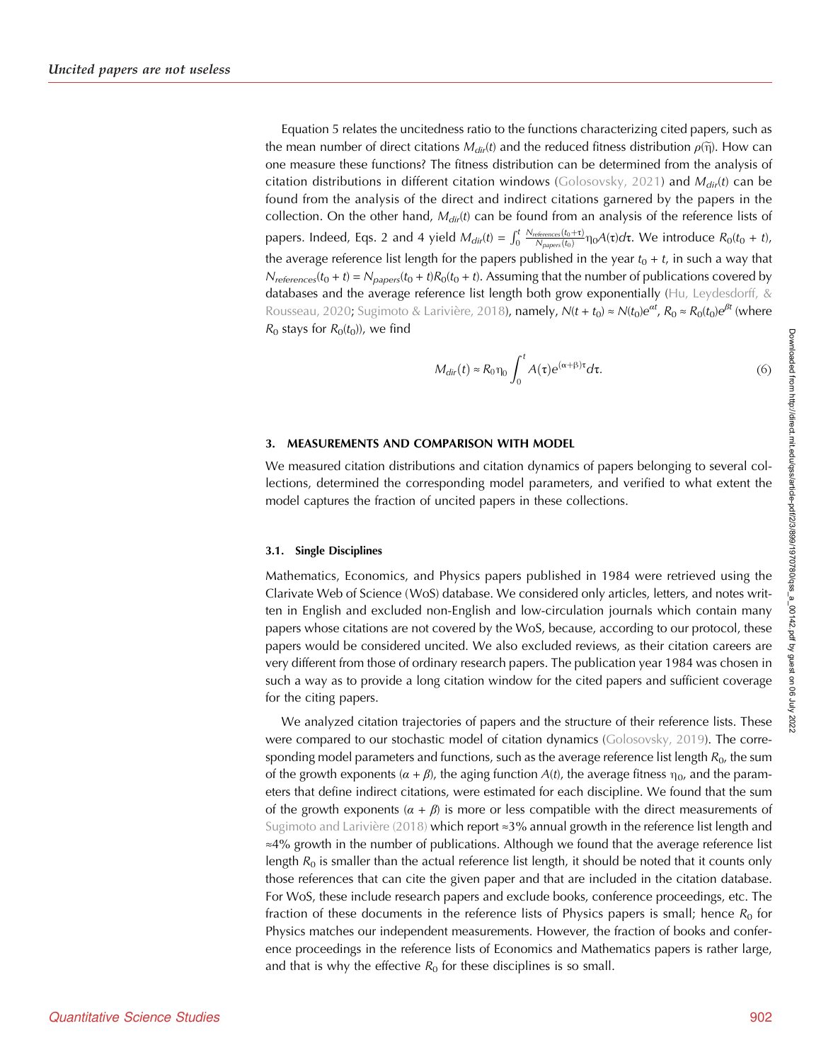Equation 5 relates the uncitedness ratio to the functions characterizing cited papers, such as the mean number of direct citations $M_{dir}(t)$ and the reduced fitness distribution $\rho(\tilde{\eta})$. How can one measure these functions? The fitness distribution can be determined from the analysis of citation distributions in different citation windows (Golosovsky, 2021) and $M_{dir}(t)$ can be found from the analysis of the direct and indirect citations garnered by the papers in the collection. On the other hand, $M_{dir}(t)$ can be found from an analysis of the reference lists of papers. Indeed, Eqs. 2 and 4 yield $M_{dir}(t) = \int_0^t \frac{N_{references}(t_0+\tau)}{N_{papers}(t_0)}\eta_0 A(\tau)d\tau$. We introduce $R_0(t_0 + t)$, the average reference list length for the papers published in the year $t_0 + t$, in such a way that $N_{references}(t_0 + t) = N_{papers}(t_0 + t)R_0(t_0 + t)$. Assuming that the number of publications covered by databases and the average reference list length both grow exponentially (Hu, Leydesdorff, & Rousseau, 2020; Sugimoto & Larivière, 2018), namely, $N(t + t_0) \approx N(t_0)e^{\alpha t}$, $R_0 \approx R_0(t_0)e^{\beta t}$ (where $R_0$ stays for $R_0(t_0)$), we find

$$M_{dir}(t) \approx R_0\eta_0 \int_0^t A(\tau)e^{(\alpha+\beta)\tau}d\tau. \tag{6}$$

## 3. MEASUREMENTS AND COMPARISON WITH MODEL

We measured citation distributions and citation dynamics of papers belonging to several collections, determined the corresponding model parameters, and verified to what extent the model captures the fraction of uncited papers in these collections.

### 3.1. Single Disciplines

Mathematics, Economics, and Physics papers published in 1984 were retrieved using the Clarivate Web of Science (WoS) database. We considered only articles, letters, and notes written in English and excluded non-English and low-circulation journals which contain many papers whose citations are not covered by the WoS, because, according to our protocol, these papers would be considered uncited. We also excluded reviews, as their citation careers are very different from those of ordinary research papers. The publication year 1984 was chosen in such a way as to provide a long citation window for the cited papers and sufficient coverage for the citing papers.

We analyzed citation trajectories of papers and the structure of their reference lists. These were compared to our stochastic model of citation dynamics (Golosovsky, 2019). The corresponding model parameters and functions, such as the average reference list length $R_0$, the sum of the growth exponents $(\alpha + \beta)$, the aging function $A(t)$, the average fitness $\eta_0$, and the parameters that define indirect citations, were estimated for each discipline. We found that the sum of the growth exponents $(\alpha + \beta)$ is more or less compatible with the direct measurements of Sugimoto and Larivière (2018) which report ≈3% annual growth in the reference list length and ≈4% growth in the number of publications. Although we found that the average reference list length $R_0$ is smaller than the actual reference list length, it should be noted that it counts only those references that can cite the given paper and that are included in the citation database. For WoS, these include research papers and exclude books, conference proceedings, etc. The fraction of these documents in the reference lists of Physics papers is small; hence $R_0$ for Physics matches our independent measurements. However, the fraction of books and conference proceedings in the reference lists of Economics and Mathematics papers is rather large, and that is why the effective $R_0$ for these disciplines is so small.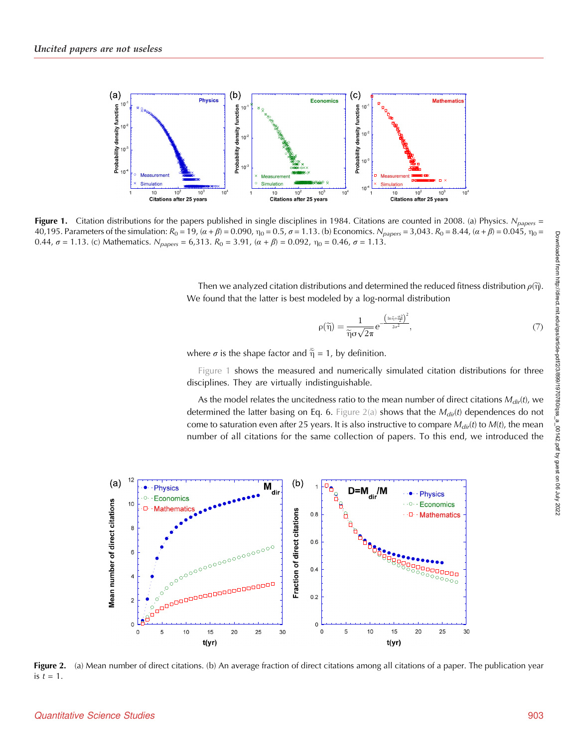Figure 1. Citation distributions for the papers published in single disciplines in 1984. Citations are counted in 2008. (a) Physics. $N_{papers}$ = 40,195. Parameters of the simulation: $R_0 = 19$, $(\alpha + \beta) = 0.090$, $\eta_0 = 0.5$, $\sigma = 1.13$. (b) Economics. $N_{papers}$ = 3,043. $R_0 = 8.44$, $(\alpha + \beta) = 0.045$, $\eta_0 = 0.44$, $\sigma = 1.13$. (c) Mathematics. $N_{papers}$ = 6,313. $R_0 = 3.91$, $(\alpha + \beta) = 0.092$, $\eta_0 = 0.46$, $\sigma = 1.13$.

Then we analyzed citation distributions and determined the reduced fitness distribution $\rho(\tilde{\eta})$. We found that the latter is best modeled by a log-normal distribution

$$\rho(\tilde{\eta}) = \frac{1}{\tilde{\eta}\sigma\sqrt{2\pi}} e^{-\frac{\left(\ln\tilde{\eta} + \frac{\sigma^2}{2}\right)^2}{2\sigma^2}}, \tag{7}$$

where $\sigma$ is the shape factor and $\bar{\tilde{\eta}} = 1$, by definition.

Figure 1 shows the measured and numerically simulated citation distributions for three disciplines. They are virtually indistinguishable.

As the model relates the uncitedness ratio to the mean number of direct citations $M_{dir}(t)$, we determined the latter basing on Eq. 6. Figure 2(a) shows that the $M_{dir}(t)$ dependences do not come to saturation even after 25 years. It is also instructive to compare $M_{dir}(t)$ to $M(t)$, the mean number of all citations for the same collection of papers. To this end, we introduced the

Figure 2. (a) Mean number of direct citations. (b) An average fraction of direct citations among all citations of a paper. The publication year is $t = 1$.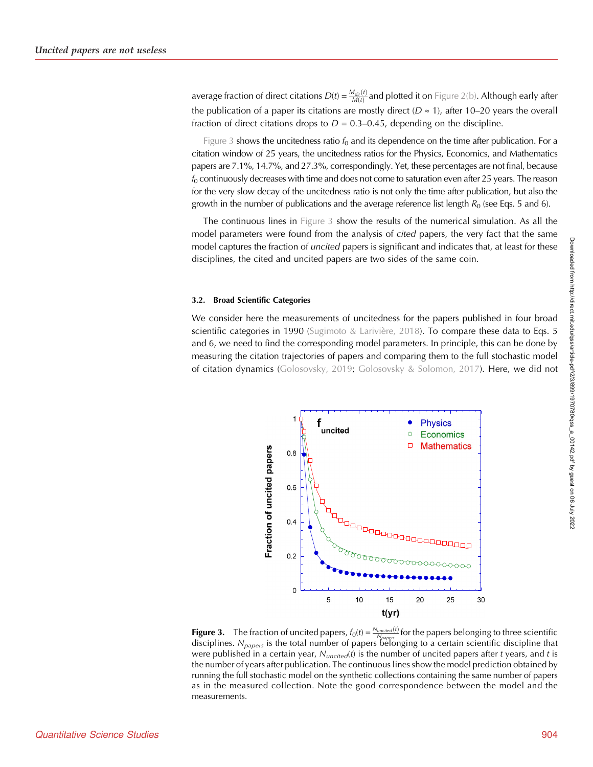average fraction of direct citations $D(t) = \frac{M_{dir}(t)}{M(t)}$ and plotted it on Figure 2(b). Although early after the publication of a paper its citations are mostly direct ($D \approx 1$), after 10–20 years the overall fraction of direct citations drops to $D$ = 0.3–0.45, depending on the discipline.

Figure 3 shows the uncitedness ratio $f_0$ and its dependence on the time after publication. For a citation window of 25 years, the uncitedness ratios for the Physics, Economics, and Mathematics papers are 7.1%, 14.7%, and 27.3%, correspondingly. Yet, these percentages are not final, because $f_0$ continuously decreases with time and does not come to saturation even after 25 years. The reason for the very slow decay of the uncitedness ratio is not only the time after publication, but also the growth in the number of publications and the average reference list length $R_0$ (see Eqs. 5 and 6).

The continuous lines in Figure 3 show the results of the numerical simulation. As all the model parameters were found from the analysis of *cited* papers, the very fact that the same model captures the fraction of *uncited* papers is significant and indicates that, at least for these disciplines, the cited and uncited papers are two sides of the same coin.

### 3.2. Broad Scientific Categories

We consider here the measurements of uncitedness for the papers published in four broad scientific categories in 1990 (Sugimoto & Larivière, 2018). To compare these data to Eqs. 5 and 6, we need to find the corresponding model parameters. In principle, this can be done by measuring the citation trajectories of papers and comparing them to the full stochastic model of citation dynamics (Golosovsky, 2019; Golosovsky & Solomon, 2017). Here, we did not

**Figure 3.** The fraction of uncited papers, $f_0(t) = \frac{N_{uncited}(t)}{N_{papers}}$ for the papers belonging to three scientific disciplines. $N_{papers}$ is the total number of papers belonging to a certain scientific discipline that were published in a certain year, $N_{uncited}(t)$ is the number of uncited papers after $t$ years, and $t$ is the number of years after publication. The continuous lines show the model prediction obtained by running the full stochastic model on the synthetic collections containing the same number of papers as in the measured collection. Note the good correspondence between the model and the measurements.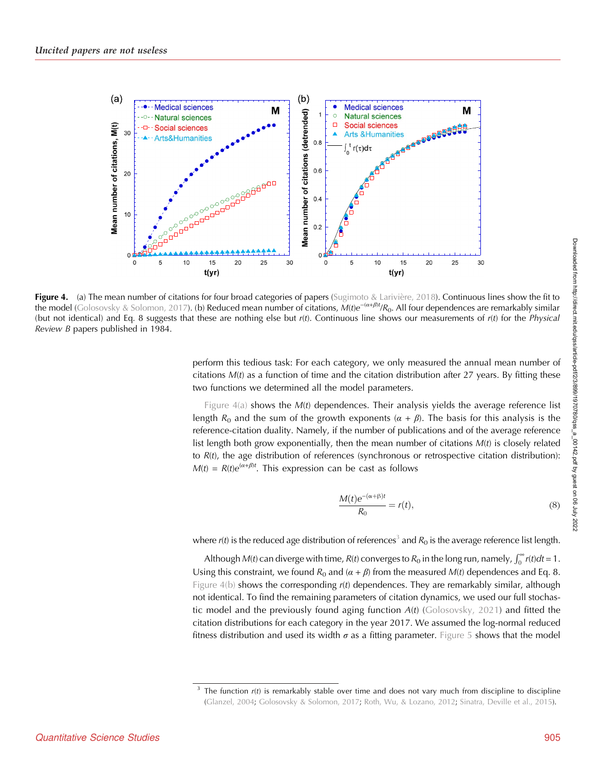**Figure 4.** (a) The mean number of citations for four broad categories of papers (Sugimoto & Larivière, 2018). Continuous lines show the fit to the model (Golosovsky & Solomon, 2017). (b) Reduced mean number of citations, $M(t)e^{-(\alpha+\beta)t}/R_0$. All four dependences are remarkably similar (but not identical) and Eq. 8 suggests that these are nothing else but $r(t)$. Continuous line shows our measurements of $r(t)$ for the *Physical Review B* papers published in 1984.

perform this tedious task: For each category, we only measured the annual mean number of citations $M(t)$ as a function of time and the citation distribution after 27 years. By fitting these two functions we determined all the model parameters.

Figure 4(a) shows the $M(t)$ dependences. Their analysis yields the average reference list length $R_0$ and the sum of the growth exponents ($\alpha + \beta$). The basis for this analysis is the reference-citation duality. Namely, if the number of publications and of the average reference list length both grow exponentially, then the mean number of citations $M(t)$ is closely related to $R(t)$, the age distribution of references (synchronous or retrospective citation distribution): $M(t) = R(t)e^{(\alpha+\beta)t}$. This expression can be cast as follows

$$\frac{M(t)e^{-(\alpha+\beta)t}}{R_0} = r(t), \tag{8}$$

where $r(t)$ is the reduced age distribution of references[3] and $R_0$ is the average reference list length.

Although $M(t)$ can diverge with time, $R(t)$ converges to $R_0$ in the long run, namely, $\int_0^\infty r(t)dt = 1$. Using this constraint, we found $R_0$ and $(\alpha + \beta)$ from the measured $M(t)$ dependences and Eq. 8. Figure 4(b) shows the corresponding $r(t)$ dependences. They are remarkably similar, although not identical. To find the remaining parameters of citation dynamics, we used our full stochastic model and the previously found aging function $A(t)$ (Golosovsky, 2021) and fitted the citation distributions for each category in the year 2017. We assumed the log-normal reduced fitness distribution and used its width $\sigma$ as a fitting parameter. Figure 5 shows that the model

[3] The function $r(t)$ is remarkably stable over time and does not vary much from discipline to discipline (Glanzel, 2004; Golosovsky & Solomon, 2017; Roth, Wu, & Lozano, 2012; Sinatra, Deville et al., 2015).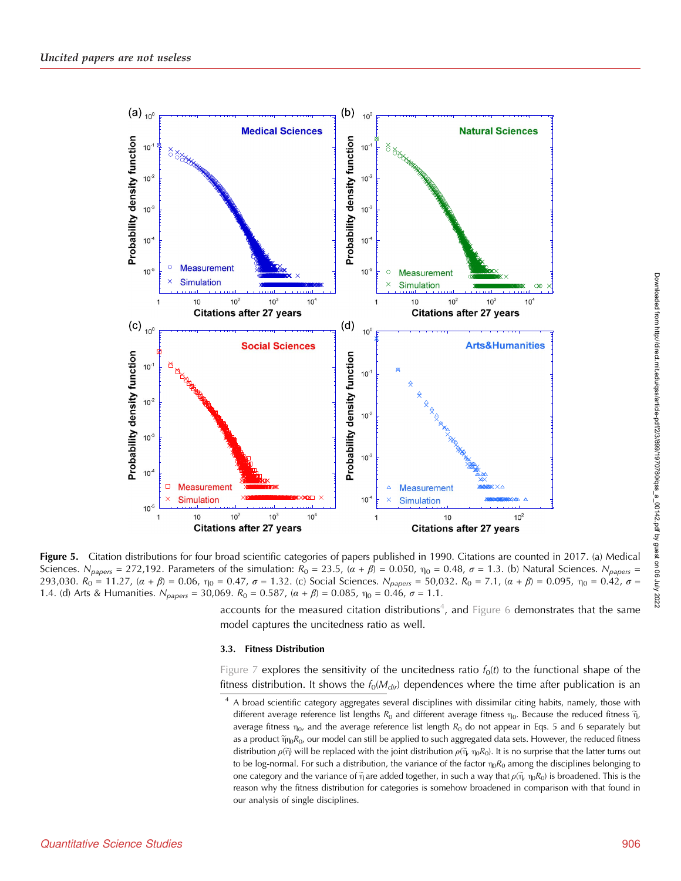**Figure 5.** Citation distributions for four broad scientific categories of papers published in 1990. Citations are counted in 2017. (a) Medical Sciences. $N_{papers}$ = 272,192. Parameters of the simulation: $R_0$ = 23.5, $(\alpha + \beta)$ = 0.050, $\eta_0$ = 0.48, $\sigma$ = 1.3. (b) Natural Sciences. $N_{papers}$ = 293,030. $R_0$ = 11.27, $(\alpha + \beta)$ = 0.06, $\eta_0$ = 0.47, $\sigma$ = 1.32. (c) Social Sciences. $N_{papers}$ = 50,032. $R_0$ = 7.1, $(\alpha + \beta)$ = 0.095, $\eta_0$ = 0.42, $\sigma$ = 1.4. (d) Arts & Humanities. $N_{papers}$ = 30,069. $R_0$ = 0.587, $(\alpha + \beta)$ = 0.085, $\eta_0$ = 0.46, $\sigma$ = 1.1.

accounts for the measured citation distributions[4], and Figure 6 demonstrates that the same model captures the uncitedness ratio as well.

### 3.3. Fitness Distribution

Figure 7 explores the sensitivity of the uncitedness ratio $f_0(t)$ to the functional shape of the fitness distribution. It shows the $f_0(M_{dir})$ dependences where the time after publication is an

[4] A broad scientific category aggregates several disciplines with dissimilar citing habits, namely, those with different average reference list lengths $R_0$ and different average fitness $\eta_0$. Because the reduced fitness $\tilde{\eta}$, average fitness $\eta_0$, and the average reference list length $R_0$ do not appear in Eqs. 5 and 6 separately but as a product $\tilde{\eta}\eta_0 R_0$, our model can still be applied to such aggregated data sets. However, the reduced fitness distribution $\rho(\tilde{\eta})$ will be replaced with the joint distribution $\rho(\tilde{\eta}, \eta_0 R_0)$. It is no surprise that the latter turns out to be log-normal. For such a distribution, the variance of the factor $\eta_0 R_0$ among the disciplines belonging to one category and the variance of $\tilde{\eta}$ are added together, in such a way that $\rho(\tilde{\eta}, \eta_0 R_0)$ is broadened. This is the reason why the fitness distribution for categories is somehow broadened in comparison with that found in our analysis of single disciplines.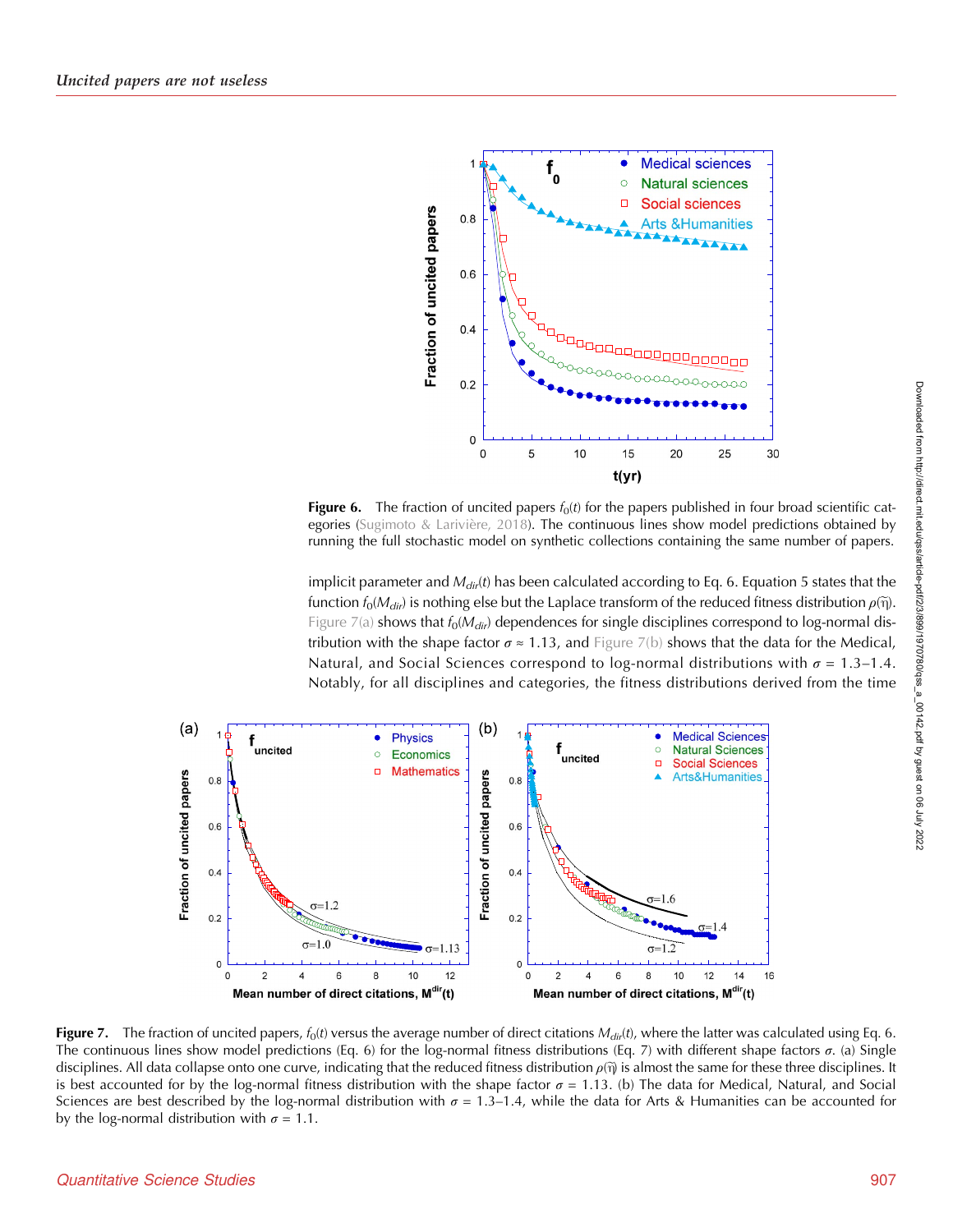Figure 6. The fraction of uncited papers $f_0(t)$ for the papers published in four broad scientific categories (Sugimoto & Larivière, 2018). The continuous lines show model predictions obtained by running the full stochastic model on synthetic collections containing the same number of papers.

implicit parameter and $M_{dir}(t)$ has been calculated according to Eq. 6. Equation 5 states that the function $f_0(M_{dir})$ is nothing else but the Laplace transform of the reduced fitness distribution $\rho(\tilde{\eta})$. Figure 7(a) shows that $f_0(M_{dir})$ dependences for single disciplines correspond to log-normal distribution with the shape factor $\sigma \approx 1.13$, and Figure 7(b) shows that the data for the Medical, Natural, and Social Sciences correspond to log-normal distributions with $\sigma = 1.3$–$1.4$. Notably, for all disciplines and categories, the fitness distributions derived from the time

Figure 7. The fraction of uncited papers, $f_0(t)$ versus the average number of direct citations $M_{dir}(t)$, where the latter was calculated using Eq. 6. The continuous lines show model predictions (Eq. 6) for the log-normal fitness distributions (Eq. 7) with different shape factors $\sigma$. (a) Single disciplines. All data collapse onto one curve, indicating that the reduced fitness distribution $\rho(\tilde{\eta})$ is almost the same for these three disciplines. It is best accounted for by the log-normal fitness distribution with the shape factor $\sigma = 1.13$. (b) The data for Medical, Natural, and Social Sciences are best described by the log-normal distribution with $\sigma = 1.3$–$1.4$, while the data for Arts & Humanities can be accounted for by the log-normal distribution with $\sigma = 1.1$.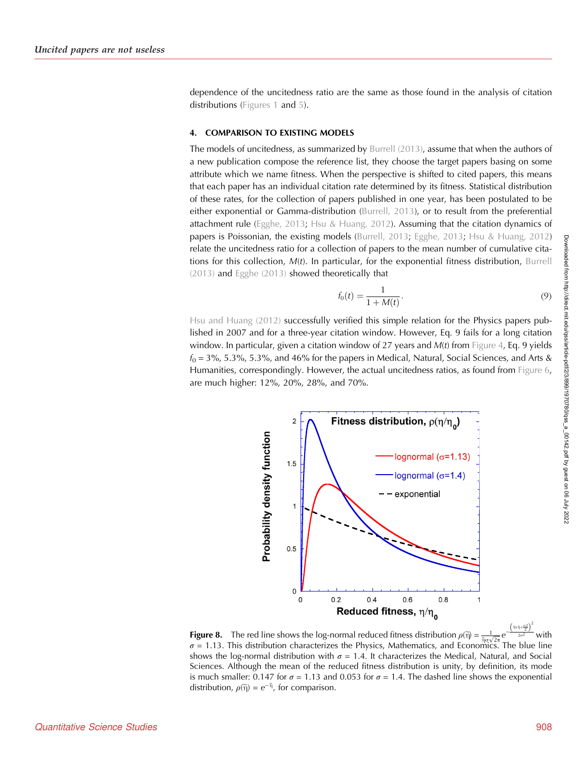dependence of the uncitedness ratio are the same as those found in the analysis of citation distributions (Figures 1 and 5).

## 4. COMPARISON TO EXISTING MODELS

The models of uncitedness, as summarized by Burrell (2013), assume that when the authors of a new publication compose the reference list, they choose the target papers basing on some attribute which we name fitness. When the perspective is shifted to cited papers, this means that each paper has an individual citation rate determined by its fitness. Statistical distribution of these rates, for the collection of papers published in one year, has been postulated to be either exponential or Gamma-distribution (Burrell, 2013), or to result from the preferential attachment rule (Egghe, 2013; Hsu & Huang, 2012). Assuming that the citation dynamics of papers is Poissonian, the existing models (Burrell, 2013; Egghe, 2013; Hsu & Huang, 2012) relate the uncitedness ratio for a collection of papers to the mean number of cumulative citations for this collection, $M(t)$. In particular, for the exponential fitness distribution, Burrell (2013) and Egghe (2013) showed theoretically that

$$f_0(t) = \frac{1}{1 + M(t)}. \tag{9}$$

Hsu and Huang (2012) successfully verified this simple relation for the Physics papers published in 2007 and for a three-year citation window. However, Eq. 9 fails for a long citation window. In particular, given a citation window of 27 years and $M(t)$ from Figure 4, Eq. 9 yields $f_0$ = 3%, 5.3%, 5.3%, and 46% for the papers in Medical, Natural, Social Sciences, and Arts & Humanities, correspondingly. However, the actual uncitedness ratios, as found from Figure 6, are much higher: 12%, 20%, 28%, and 70%.

**Figure 8.** The red line shows the log-normal reduced fitness distribution $\rho(\tilde{\eta}) = \frac{1}{\tilde{\eta}\sigma\sqrt{2\pi}} e^{-\frac{\left(\ln \tilde{\eta} + \frac{\sigma^2}{2}\right)^2}{2\sigma^2}}$ with $\sigma$ = 1.13. This distribution characterizes the Physics, Mathematics, and Economics. The blue line shows the log-normal distribution with $\sigma$ = 1.4. It characterizes the Medical, Natural, and Social Sciences. Although the mean of the reduced fitness distribution is unity, by definition, its mode is much smaller: 0.147 for $\sigma$ = 1.13 and 0.053 for $\sigma$ = 1.4. The dashed line shows the exponential distribution, $\rho(\tilde{\eta}) = e^{-\tilde{\eta}}$, for comparison.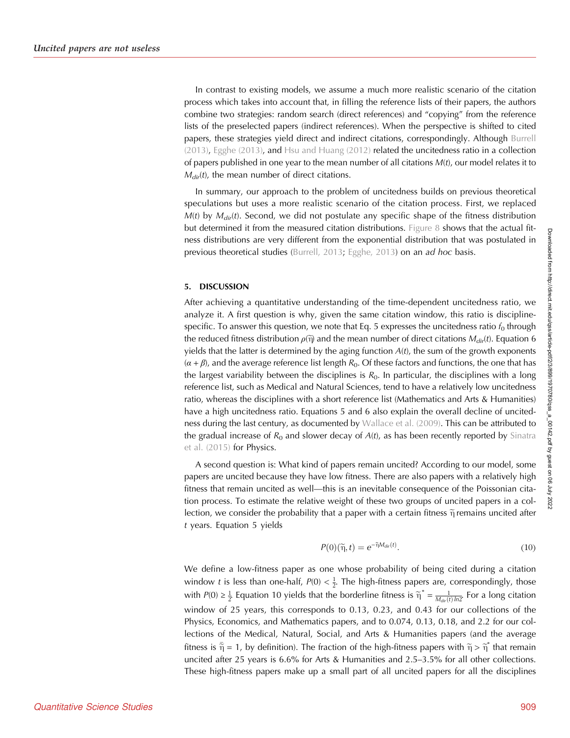In contrast to existing models, we assume a much more realistic scenario of the citation process which takes into account that, in filling the reference lists of their papers, the authors combine two strategies: random search (direct references) and "copying" from the reference lists of the preselected papers (indirect references). When the perspective is shifted to cited papers, these strategies yield direct and indirect citations, correspondingly. Although Burrell (2013), Egghe (2013), and Hsu and Huang (2012) related the uncitedness ratio in a collection of papers published in one year to the mean number of all citations $M(t)$, our model relates it to $M_{dir}(t)$, the mean number of direct citations.

In summary, our approach to the problem of uncitedness builds on previous theoretical speculations but uses a more realistic scenario of the citation process. First, we replaced $M(t)$ by $M_{dir}(t)$. Second, we did not postulate any specific shape of the fitness distribution but determined it from the measured citation distributions. Figure 8 shows that the actual fitness distributions are very different from the exponential distribution that was postulated in previous theoretical studies (Burrell, 2013; Egghe, 2013) on an *ad hoc* basis.

## 5. DISCUSSION

After achieving a quantitative understanding of the time-dependent uncitedness ratio, we analyze it. A first question is why, given the same citation window, this ratio is discipline-specific. To answer this question, we note that Eq. 5 expresses the uncitedness ratio $f_0$ through the reduced fitness distribution $\rho(\tilde{\eta})$ and the mean number of direct citations $M_{dir}(t)$. Equation 6 yields that the latter is determined by the aging function $A(t)$, the sum of the growth exponents $(\alpha + \beta)$, and the average reference list length $R_0$. Of these factors and functions, the one that has the largest variability between the disciplines is $R_0$. In particular, the disciplines with a long reference list, such as Medical and Natural Sciences, tend to have a relatively low uncitedness ratio, whereas the disciplines with a short reference list (Mathematics and Arts & Humanities) have a high uncitedness ratio. Equations 5 and 6 also explain the overall decline of uncitedness during the last century, as documented by Wallace et al. (2009). This can be attributed to the gradual increase of $R_0$ and slower decay of $A(t)$, as has been recently reported by Sinatra et al. (2015) for Physics.

A second question is: What kind of papers remain uncited? According to our model, some papers are uncited because they have low fitness. There are also papers with a relatively high fitness that remain uncited as well—this is an inevitable consequence of the Poissonian citation process. To estimate the relative weight of these two groups of uncited papers in a collection, we consider the probability that a paper with a certain fitness $\tilde{\eta}$ remains uncited after $t$ years. Equation 5 yields

$$P(0)(\tilde{\eta}, t) = e^{-\tilde{\eta} M_{dir}(t)}. \tag{10}$$

We define a low-fitness paper as one whose probability of being cited during a citation window $t$ is less than one-half, $P(0) < \frac{1}{2}$. The high-fitness papers are, correspondingly, those with $P(0) \geq \frac{1}{2}$. Equation 10 yields that the borderline fitness is $\tilde{\eta}^* = \frac{1}{M_{dir}(t)\ln 2}$. For a long citation window of 25 years, this corresponds to 0.13, 0.23, and 0.43 for our collections of the Physics, Economics, and Mathematics papers, and to 0.074, 0.13, 0.18, and 2.2 for our collections of the Medical, Natural, Social, and Arts & Humanities papers (and the average fitness is $\bar{\tilde{\eta}} = 1$, by definition). The fraction of the high-fitness papers with $\tilde{\eta} > \tilde{\eta}^*$ that remain uncited after 25 years is 6.6% for Arts & Humanities and 2.5–3.5% for all other collections. These high-fitness papers make up a small part of all uncited papers for all the disciplines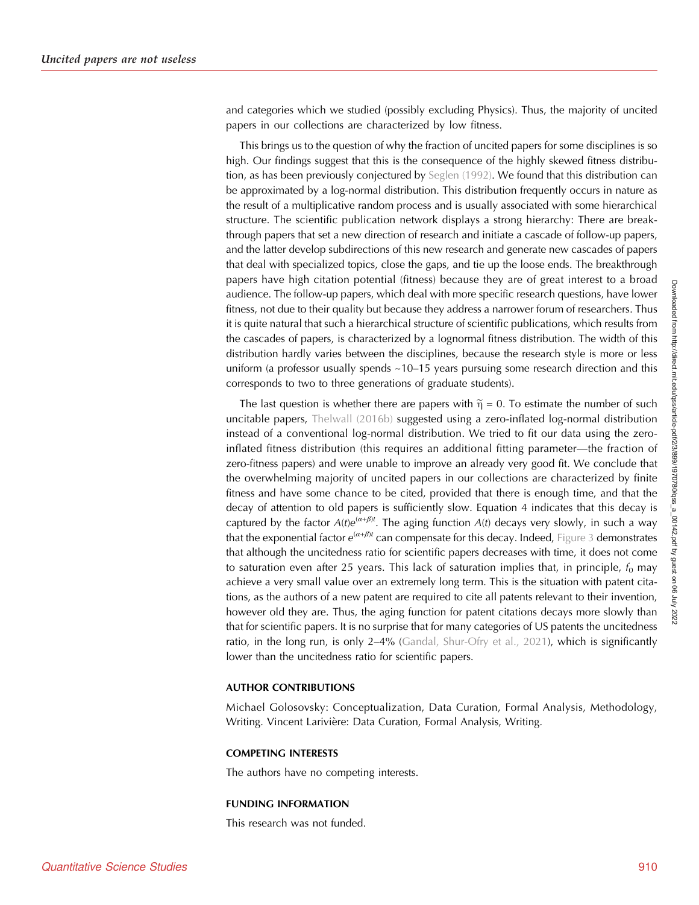and categories which we studied (possibly excluding Physics). Thus, the majority of uncited papers in our collections are characterized by low fitness.

This brings us to the question of why the fraction of uncited papers for some disciplines is so high. Our findings suggest that this is the consequence of the highly skewed fitness distribution, as has been previously conjectured by Seglen (1992). We found that this distribution can be approximated by a log-normal distribution. This distribution frequently occurs in nature as the result of a multiplicative random process and is usually associated with some hierarchical structure. The scientific publication network displays a strong hierarchy: There are breakthrough papers that set a new direction of research and initiate a cascade of follow-up papers, and the latter develop subdirections of this new research and generate new cascades of papers that deal with specialized topics, close the gaps, and tie up the loose ends. The breakthrough papers have high citation potential (fitness) because they are of great interest to a broad audience. The follow-up papers, which deal with more specific research questions, have lower fitness, not due to their quality but because they address a narrower forum of researchers. Thus it is quite natural that such a hierarchical structure of scientific publications, which results from the cascades of papers, is characterized by a lognormal fitness distribution. The width of this distribution hardly varies between the disciplines, because the research style is more or less uniform (a professor usually spends ~10–15 years pursuing some research direction and this corresponds to two to three generations of graduate students).

The last question is whether there are papers with $\tilde{\eta} = 0$. To estimate the number of such uncitable papers, Thelwall (2016b) suggested using a zero-inflated log-normal distribution instead of a conventional log-normal distribution. We tried to fit our data using the zero-inflated fitness distribution (this requires an additional fitting parameter—the fraction of zero-fitness papers) and were unable to improve an already very good fit. We conclude that the overwhelming majority of uncited papers in our collections are characterized by finite fitness and have some chance to be cited, provided that there is enough time, and that the decay of attention to old papers is sufficiently slow. Equation 4 indicates that this decay is captured by the factor $A(t)e^{(\alpha+\beta)t}$. The aging function $A(t)$ decays very slowly, in such a way that the exponential factor $e^{(\alpha+\beta)t}$ can compensate for this decay. Indeed, Figure 3 demonstrates that although the uncitedness ratio for scientific papers decreases with time, it does not come to saturation even after 25 years. This lack of saturation implies that, in principle, $f_0$ may achieve a very small value over an extremely long term. This is the situation with patent citations, as the authors of a new patent are required to cite all patents relevant to their invention, however old they are. Thus, the aging function for patent citations decays more slowly than that for scientific papers. It is no surprise that for many categories of US patents the uncitedness ratio, in the long run, is only 2–4% (Gandal, Shur-Ofry et al., 2021), which is significantly lower than the uncitedness ratio for scientific papers.

## AUTHOR CONTRIBUTIONS

Michael Golosovsky: Conceptualization, Data Curation, Formal Analysis, Methodology, Writing. Vincent Larivière: Data Curation, Formal Analysis, Writing.

## COMPETING INTERESTS

The authors have no competing interests.

## FUNDING INFORMATION

This research was not funded.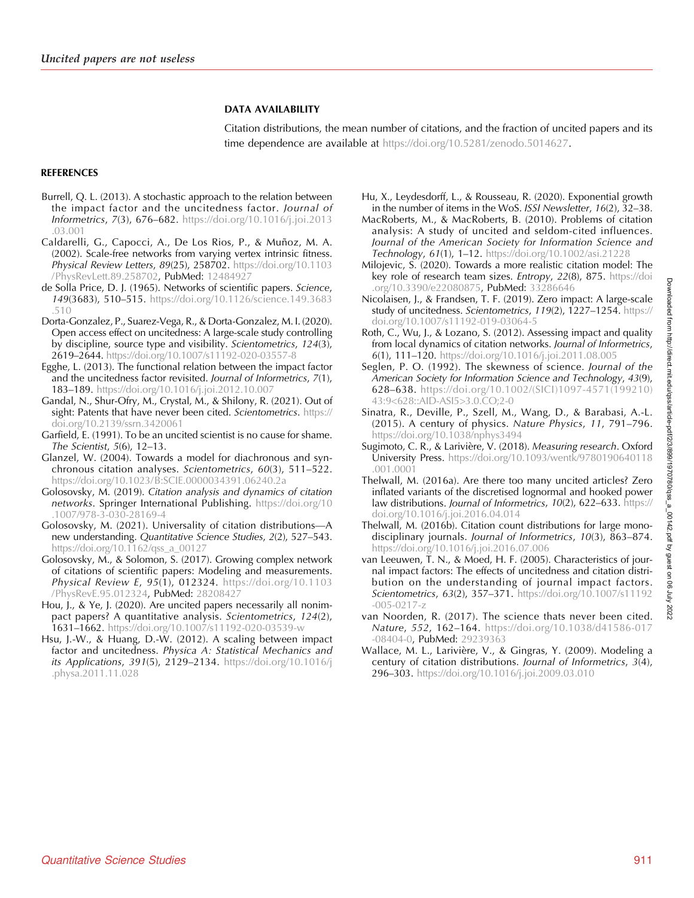## DATA AVAILABILITY

Citation distributions, the mean number of citations, and the fraction of uncited papers and its time dependence are available at https://doi.org/10.5281/zenodo.5014627.

## REFERENCES

Burrell, Q. L. (2013). A stochastic approach to the relation between the impact factor and the uncitedness factor. *Journal of Informetrics*, *7*(3), 676–682. https://doi.org/10.1016/j.joi.2013.03.001

Caldarelli, G., Capocci, A., De Los Rios, P., & Muñoz, M. A. (2002). Scale-free networks from varying vertex intrinsic fitness. *Physical Review Letters*, *89*(25), 258702. https://doi.org/10.1103/PhysRevLett.89.258702, PubMed: 12484927

de Solla Price, D. J. (1965). Networks of scientific papers. *Science*, *149*(3683), 510–515. https://doi.org/10.1126/science.149.3683.510

Dorta-Gonzalez, P., Suarez-Vega, R., & Dorta-Gonzalez, M. I. (2020). Open access effect on uncitedness: A large-scale study controlling by discipline, source type and visibility. *Scientometrics*, *124*(3), 2619–2644. https://doi.org/10.1007/s11192-020-03557-8

Egghe, L. (2013). The functional relation between the impact factor and the uncitedness factor revisited. *Journal of Informetrics*, *7*(1), 183–189. https://doi.org/10.1016/j.joi.2012.10.007

Gandal, N., Shur-Ofry, M., Crystal, M., & Shilony, R. (2021). Out of sight: Patents that have never been cited. *Scientometrics*. https://doi.org/10.2139/ssrn.3420061

Garfield, E. (1991). To be an uncited scientist is no cause for shame. *The Scientist*, *5*(6), 12–13.

Glanzel, W. (2004). Towards a model for diachronous and synchronous citation analyses. *Scientometrics*, *60*(3), 511–522. https://doi.org/10.1023/B:SCIE.0000034391.06240.2a

Golosovsky, M. (2019). *Citation analysis and dynamics of citation networks*. Springer International Publishing. https://doi.org/10.1007/978-3-030-28169-4

Golosovsky, M. (2021). Universality of citation distributions—A new understanding. *Quantitative Science Studies*, *2*(2), 527–543. https://doi.org/10.1162/qss_a_00127

Golosovsky, M., & Solomon, S. (2017). Growing complex network of citations of scientific papers: Modeling and measurements. *Physical Review E*, *95*(1), 012324. https://doi.org/10.1103/PhysRevE.95.012324, PubMed: 28208427

Hou, J., & Ye, J. (2020). Are uncited papers necessarily all nonimpact papers? A quantitative analysis. *Scientometrics*, *124*(2), 1631–1662. https://doi.org/10.1007/s11192-020-03539-w

Hsu, J.-W., & Huang, D.-W. (2012). A scaling between impact factor and uncitedness. *Physica A: Statistical Mechanics and its Applications*, *391*(5), 2129–2134. https://doi.org/10.1016/j.physa.2011.11.028

Hu, X., Leydesdorff, L., & Rousseau, R. (2020). Exponential growth in the number of items in the WoS. *ISSI Newsletter*, *16*(2), 32–38.

MacRoberts, M., & MacRoberts, B. (2010). Problems of citation analysis: A study of uncited and seldom-cited influences. *Journal of the American Society for Information Science and Technology*, *61*(1), 1–12. https://doi.org/10.1002/asi.21228

Milojevic, S. (2020). Towards a more realistic citation model: The key role of research team sizes. *Entropy*, *22*(8), 875. https://doi.org/10.3390/e22080875, PubMed: 33286646

Nicolaisen, J., & Frandsen, T. F. (2019). Zero impact: A large-scale study of uncitedness. *Scientometrics*, *119*(2), 1227–1254. https://doi.org/10.1007/s11192-019-03064-5

Roth, C., Wu, J., & Lozano, S. (2012). Assessing impact and quality from local dynamics of citation networks. *Journal of Informetrics*, *6*(1), 111–120. https://doi.org/10.1016/j.joi.2011.08.005

Seglen, P. O. (1992). The skewness of science. *Journal of the American Society for Information Science and Technology*, *43*(9), 628–638. https://doi.org/10.1002/(SICI)1097-4571(199210)43:9<628::AID-ASI5>3.0.CO;2-0

Sinatra, R., Deville, P., Szell, M., Wang, D., & Barabasi, A.-L. (2015). A century of physics. *Nature Physics*, *11*, 791–796. https://doi.org/10.1038/nphys3494

Sugimoto, C. R., & Larivière, V. (2018). *Measuring research*. Oxford University Press. https://doi.org/10.1093/wentk/9780190640118.001.0001

Thelwall, M. (2016a). Are there too many uncited articles? Zero inflated variants of the discretised lognormal and hooked power law distributions. *Journal of Informetrics*, *10*(2), 622–633. https://doi.org/10.1016/j.joi.2016.04.014

Thelwall, M. (2016b). Citation count distributions for large monodisciplinary journals. *Journal of Informetrics*, *10*(3), 863–874. https://doi.org/10.1016/j.joi.2016.07.006

van Leeuwen, T. N., & Moed, H. F. (2005). Characteristics of journal impact factors: The effects of uncitedness and citation distribution on the understanding of journal impact factors. *Scientometrics*, *63*(2), 357–371. https://doi.org/10.1007/s11192-005-0217-z

van Noorden, R. (2017). The science thats never been cited. *Nature*, *552*, 162–164. https://doi.org/10.1038/d41586-017-08404-0, PubMed: 29239363

Wallace, M. L., Larivière, V., & Gingras, Y. (2009). Modeling a century of citation distributions. *Journal of Informetrics*, *3*(4), 296–303. https://doi.org/10.1016/j.joi.2009.03.010